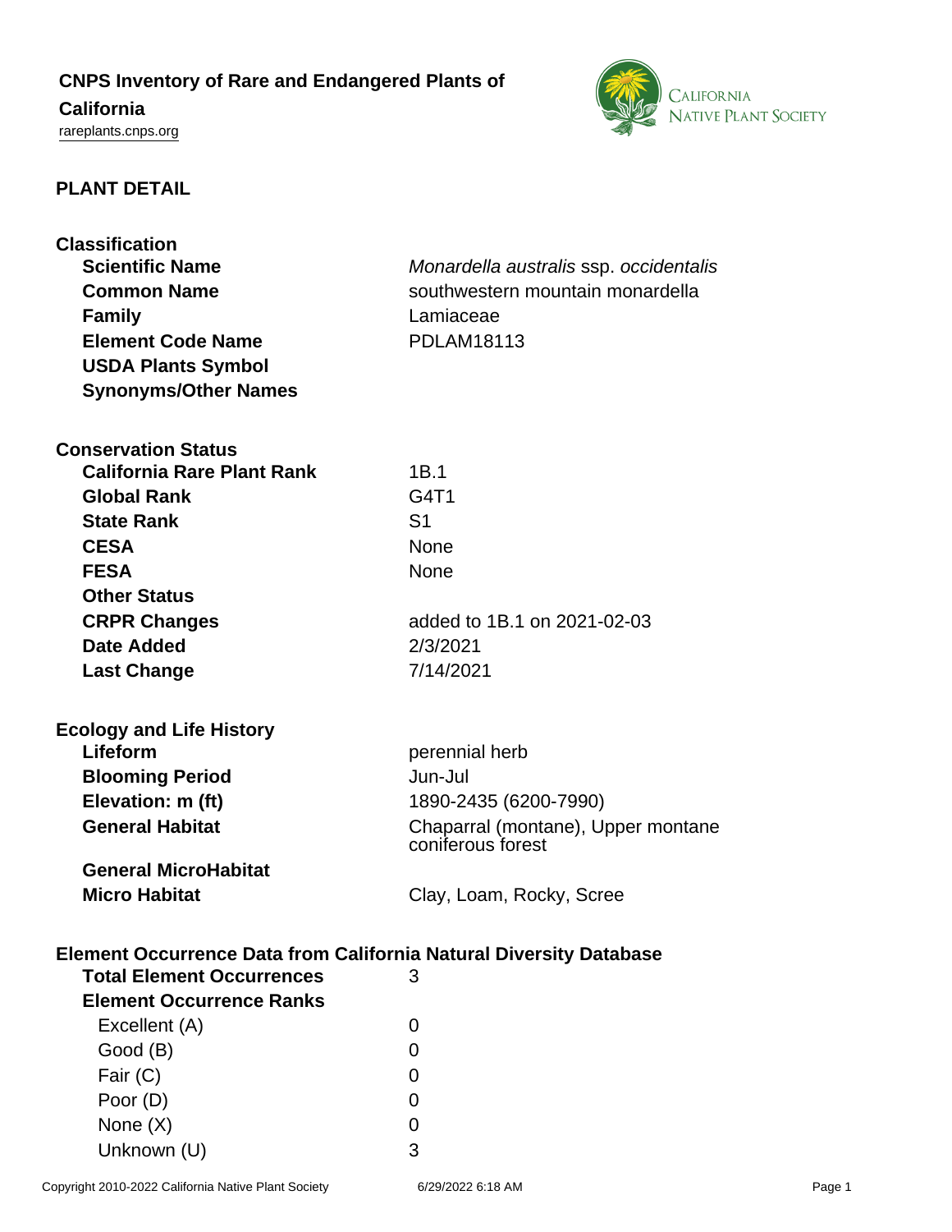# CNPS Inventory of Rare and Endangered Plants of California

rareplants.cnps.org

## PLANT DETAIL

### Classification

| | |
|---|---|
| **Scientific Name** | *Monardella australis* ssp. *occidentalis* |
| **Common Name** | southwestern mountain monardella |
| **Family** | Lamiaceae |
| **Element Code Name** | PDLAM18113 |
| **USDA Plants Symbol** | |
| **Synonyms/Other Names** | |

### Conservation Status

| | |
|---|---|
| **California Rare Plant Rank** | 1B.1 |
| **Global Rank** | G4T1 |
| **State Rank** | S1 |
| **CESA** | None |
| **FESA** | None |
| **Other Status** | |
| **CRPR Changes** | added to 1B.1 on 2021-02-03 |
| **Date Added** | 2/3/2021 |
| **Last Change** | 7/14/2021 |

### Ecology and Life History

| | |
|---|---|
| **Lifeform** | perennial herb |
| **Blooming Period** | Jun-Jul |
| **Elevation: m (ft)** | 1890-2435 (6200-7990) |
| **General Habitat** | Chaparral (montane), Upper montane coniferous forest |
| **General MicroHabitat** | |
| **Micro Habitat** | Clay, Loam, Rocky, Scree |

### Element Occurrence Data from California Natural Diversity Database

| | |
|---|---|
| **Total Element Occurrences** | 3 |
| **Element Occurrence Ranks** | |
| Excellent (A) | 0 |
| Good (B) | 0 |
| Fair (C) | 0 |
| Poor (D) | 0 |
| None (X) | 0 |
| Unknown (U) | 3 |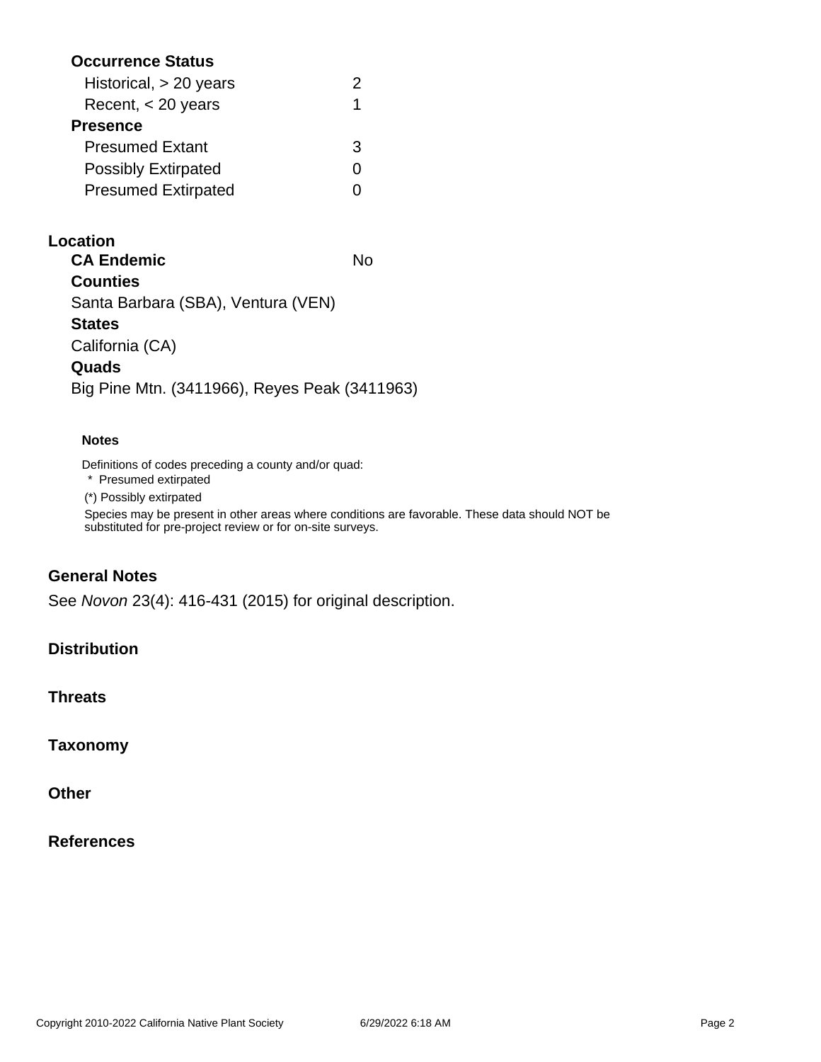**Occurrence Status**

| | |
|---|---|
| Historical, > 20 years | 2 |
| Recent, < 20 years | 1 |

**Presence**

| | |
|---|---|
| Presumed Extant | 3 |
| Possibly Extirpated | 0 |
| Presumed Extirpated | 0 |

## Location

**CA Endemic** No

**Counties**

Santa Barbara (SBA), Ventura (VEN)

**States**

California (CA)

**Quads**

Big Pine Mtn. (3411966), Reyes Peak (3411963)

**Notes**

Definitions of codes preceding a county and/or quad:

\* Presumed extirpated

(*) Possibly extirpated

Species may be present in other areas where conditions are favorable. These data should NOT be substituted for pre-project review or for on-site surveys.

## General Notes

See *Novon* 23(4): 416-431 (2015) for original description.

## Distribution

## Threats

## Taxonomy

## Other

## References